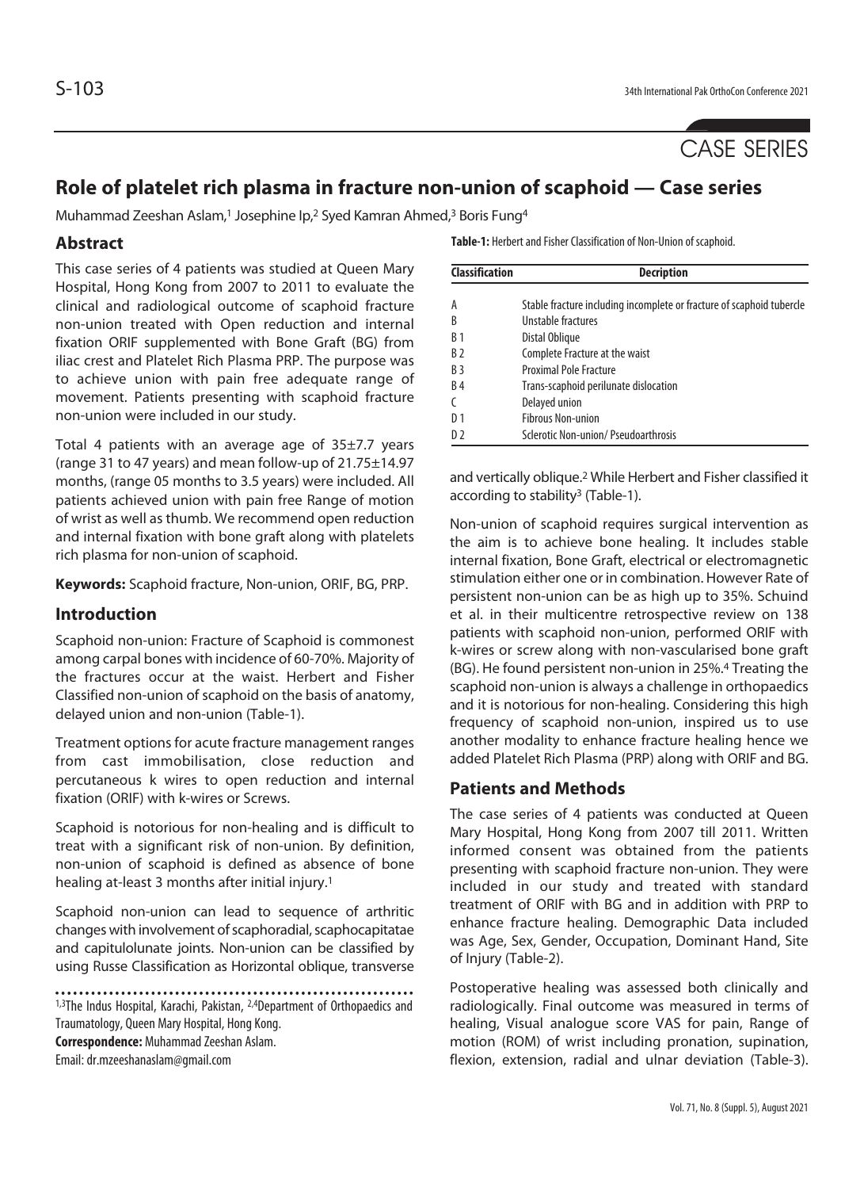CASE SERIES

# Role of platelet rich plasma in fracture non-union of scaphoid — Case series

Muhammad Zeeshan Aslam,[1] Josephine Ip,[2] Syed Kamran Ahmed,[3] Boris Fung[4]

## Abstract

This case series of 4 patients was studied at Queen Mary Hospital, Hong Kong from 2007 to 2011 to evaluate the clinical and radiological outcome of scaphoid fracture non-union treated with Open reduction and internal fixation ORIF supplemented with Bone Graft (BG) from iliac crest and Platelet Rich Plasma PRP. The purpose was to achieve union with pain free adequate range of movement. Patients presenting with scaphoid fracture non-union were included in our study.

Total 4 patients with an average age of 35±7.7 years (range 31 to 47 years) and mean follow-up of 21.75±14.97 months, (range 05 months to 3.5 years) were included. All patients achieved union with pain free Range of motion of wrist as well as thumb. We recommend open reduction and internal fixation with bone graft along with platelets rich plasma for non-union of scaphoid.

**Keywords:** Scaphoid fracture, Non-union, ORIF, BG, PRP.

## Introduction

Scaphoid non-union: Fracture of Scaphoid is commonest among carpal bones with incidence of 60-70%. Majority of the fractures occur at the waist. Herbert and Fisher Classified non-union of scaphoid on the basis of anatomy, delayed union and non-union (Table-1).

Treatment options for acute fracture management ranges from cast immobilisation, close reduction and percutaneous k wires to open reduction and internal fixation (ORIF) with k-wires or Screws.

Scaphoid is notorious for non-healing and is difficult to treat with a significant risk of non-union. By definition, non-union of scaphoid is defined as absence of bone healing at-least 3 months after initial injury.[1]

Scaphoid non-union can lead to sequence of arthritic changes with involvement of scaphoradial, scaphocapitatae and capitulolunate joints. Non-union can be classified by using Russe Classification as Horizontal oblique, transverse and vertically oblique.[2] While Herbert and Fisher classified it according to stability[3] (Table-1).

**Table-1:** Herbert and Fisher Classification of Non-Union of scaphoid.

| Classification | Decription |
|---|---|
| A | Stable fracture including incomplete or fracture of scaphoid tubercle |
| B | Unstable fractures |
| B 1 | Distal Oblique |
| B 2 | Complete Fracture at the waist |
| B 3 | Proximal Pole Fracture |
| B 4 | Trans-scaphoid perilunate dislocation |
| C | Delayed union |
| D 1 | Fibrous Non-union |
| D 2 | Sclerotic Non-union/ Pseudoarthrosis |

Non-union of scaphoid requires surgical intervention as the aim is to achieve bone healing. It includes stable internal fixation, Bone Graft, electrical or electromagnetic stimulation either one or in combination. However Rate of persistent non-union can be as high up to 35%. Schuind et al. in their multicentre retrospective review on 138 patients with scaphoid non-union, performed ORIF with k-wires or screw along with non-vascularised bone graft (BG). He found persistent non-union in 25%.[4] Treating the scaphoid non-union is always a challenge in orthopaedics and it is notorious for non-healing. Considering this high frequency of scaphoid non-union, inspired us to use another modality to enhance fracture healing hence we added Platelet Rich Plasma (PRP) along with ORIF and BG.

## Patients and Methods

The case series of 4 patients was conducted at Queen Mary Hospital, Hong Kong from 2007 till 2011. Written informed consent was obtained from the patients presenting with scaphoid fracture non-union. They were included in our study and treated with standard treatment of ORIF with BG and in addition with PRP to enhance fracture healing. Demographic Data included was Age, Sex, Gender, Occupation, Dominant Hand, Site of Injury (Table-2).

Postoperative healing was assessed both clinically and radiologically. Final outcome was measured in terms of healing, Visual analogue score VAS for pain, Range of motion (ROM) of wrist including pronation, supination, flexion, extension, radial and ulnar deviation (Table-3).

[1,3]The Indus Hospital, Karachi, Pakistan, [2,4]Department of Orthopaedics and Traumatology, Queen Mary Hospital, Hong Kong.

**Correspondence:** Muhammad Zeeshan Aslam.
Email: dr.mzeeshanaslam@gmail.com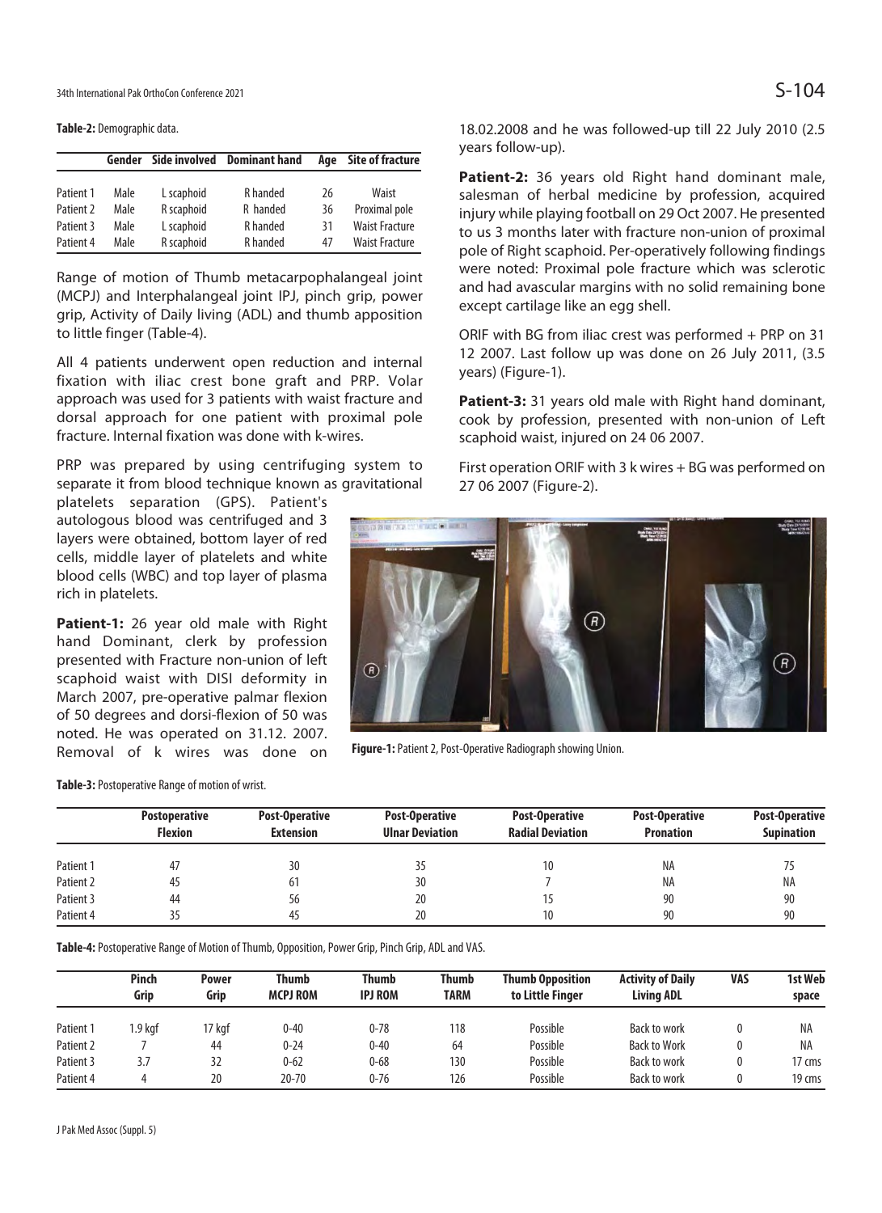**Table-2:** Demographic data.

| | Gender | Side involved | Dominant hand | Age | Site of fracture |
|---|---|---|---|---|---|
| Patient 1 | Male | L scaphoid | R handed | 26 | Waist |
| Patient 2 | Male | R scaphoid | R handed | 36 | Proximal pole |
| Patient 3 | Male | L scaphoid | R handed | 31 | Waist Fracture |
| Patient 4 | Male | R scaphoid | R handed | 47 | Waist Fracture |

Range of motion of Thumb metacarpophalangeal joint (MCPJ) and Interphalangeal joint IPJ, pinch grip, power grip, Activity of Daily living (ADL) and thumb apposition to little finger (Table-4).

All 4 patients underwent open reduction and internal fixation with iliac crest bone graft and PRP. Volar approach was used for 3 patients with waist fracture and dorsal approach for one patient with proximal pole fracture. Internal fixation was done with k-wires.

PRP was prepared by using centrifuging system to separate it from blood technique known as gravitational platelets separation (GPS). Patient's autologous blood was centrifuged and 3 layers were obtained, bottom layer of red cells, middle layer of platelets and white blood cells (WBC) and top layer of plasma rich in platelets.

**Patient-1:** 26 year old male with Right hand Dominant, clerk by profession presented with Fracture non-union of left scaphoid waist with DISI deformity in March 2007, pre-operative palmar flexion of 50 degrees and dorsi-flexion of 50 was noted. He was operated on 31.12. 2007. Removal of k wires was done on 18.02.2008 and he was followed-up till 22 July 2010 (2.5 years follow-up).

**Patient-2:** 36 years old Right hand dominant male, salesman of herbal medicine by profession, acquired injury while playing football on 29 Oct 2007. He presented to us 3 months later with fracture non-union of proximal pole of Right scaphoid. Per-operatively following findings were noted: Proximal pole fracture which was sclerotic and had avascular margins with no solid remaining bone except cartilage like an egg shell.

ORIF with BG from iliac crest was performed + PRP on 31 12 2007. Last follow up was done on 26 July 2011, (3.5 years) (Figure-1).

**Patient-3:** 31 years old male with Right hand dominant, cook by profession, presented with non-union of Left scaphoid waist, injured on 24 06 2007.

First operation ORIF with 3 k wires + BG was performed on 27 06 2007 (Figure-2).

**Figure-1:** Patient 2, Post-Operative Radiograph showing Union.

**Table-3:** Postoperative Range of motion of wrist.

| | Postoperative Flexion | Post-Operative Extension | Post-Operative Ulnar Deviation | Post-Operative Radial Deviation | Post-Operative Pronation | Post-Operative Supination |
|---|---|---|---|---|---|---|
| Patient 1 | 47 | 30 | 35 | 10 | NA | 75 |
| Patient 2 | 45 | 61 | 30 | 7 | NA | NA |
| Patient 3 | 44 | 56 | 20 | 15 | 90 | 90 |
| Patient 4 | 35 | 45 | 20 | 10 | 90 | 90 |

**Table-4:** Postoperative Range of Motion of Thumb, Opposition, Power Grip, Pinch Grip, ADL and VAS.

| | Pinch Grip | Power Grip | Thumb MCPJ ROM | Thumb IPJ ROM | Thumb TARM | Thumb Opposition to Little Finger | Activity of Daily Living ADL | VAS | 1st Web space |
|---|---|---|---|---|---|---|---|---|---|
| Patient 1 | 1.9 kgf | 17 kgf | 0-40 | 0-78 | 118 | Possible | Back to work | 0 | NA |
| Patient 2 | 7 | 44 | 0-24 | 0-40 | 64 | Possible | Back to Work | 0 | NA |
| Patient 3 | 3.7 | 32 | 0-62 | 0-68 | 130 | Possible | Back to work | 0 | 17 cms |
| Patient 4 | 4 | 20 | 20-70 | 0-76 | 126 | Possible | Back to work | 0 | 19 cms |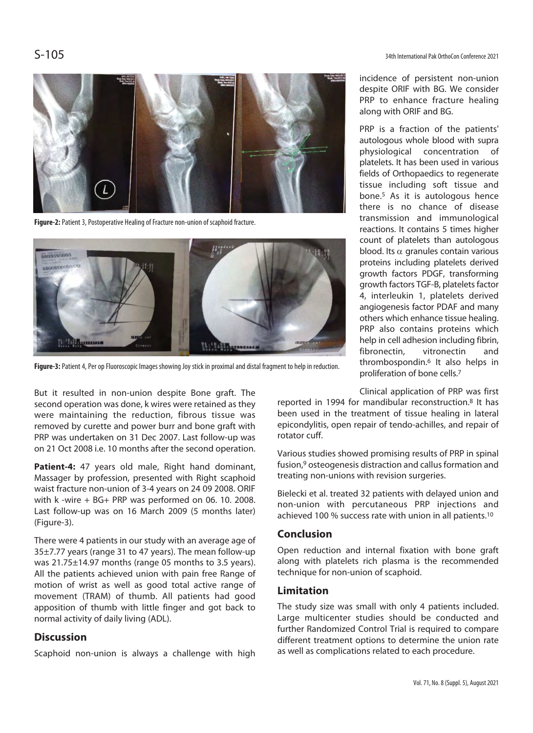**Figure-2:** Patient 3, Postoperative Healing of Fracture non-union of scaphoid fracture.

**Figure-3:** Patient 4, Per op Fluoroscopic Images showing Joy stick in proximal and distal fragment to help in reduction.

But it resulted in non-union despite Bone graft. The second operation was done, k wires were retained as they were maintaining the reduction, fibrous tissue was removed by curette and power burr and bone graft with PRP was undertaken on 31 Dec 2007. Last follow-up was on 21 Oct 2008 i.e. 10 months after the second operation.

**Patient-4:** 47 years old male, Right hand dominant, Massager by profession, presented with Right scaphoid waist fracture non-union of 3-4 years on 24 09 2008. ORIF with k -wire + BG+ PRP was performed on 06. 10. 2008. Last follow-up was on 16 March 2009 (5 months later) (Figure-3).

There were 4 patients in our study with an average age of 35±7.77 years (range 31 to 47 years). The mean follow-up was 21.75±14.97 months (range 05 months to 3.5 years). All the patients achieved union with pain free Range of motion of wrist as well as good total active range of movement (TRAM) of thumb. All patients had good apposition of thumb with little finger and got back to normal activity of daily living (ADL).

## Discussion

Scaphoid non-union is always a challenge with high incidence of persistent non-union despite ORIF with BG. We consider PRP to enhance fracture healing along with ORIF and BG.

PRP is a fraction of the patients' autologous whole blood with supra physiological concentration of platelets. It has been used in various fields of Orthopaedics to regenerate tissue including soft tissue and bone.[5] As it is autologous hence there is no chance of disease transmission and immunological reactions. It contains 5 times higher count of platelets than autologous blood. Its $\alpha$ granules contain various proteins including platelets derived growth factors PDGF, transforming growth factors TGF-B, platelets factor 4, interleukin 1, platelets derived angiogenesis factor PDAF and many others which enhance tissue healing. PRP also contains proteins which help in cell adhesion including fibrin, fibronectin, vitronectin and thrombospondin.[6] It also helps in proliferation of bone cells.[7]

Clinical application of PRP was first reported in 1994 for mandibular reconstruction.[8] It has been used in the treatment of tissue healing in lateral epicondylitis, open repair of tendo-achilles, and repair of rotator cuff.

Various studies showed promising results of PRP in spinal fusion,[9] osteogenesis distraction and callus formation and treating non-unions with revision surgeries.

Bielecki et al. treated 32 patients with delayed union and non-union with percutaneous PRP injections and achieved 100 % success rate with union in all patients.[10]

## Conclusion

Open reduction and internal fixation with bone graft along with platelets rich plasma is the recommended technique for non-union of scaphoid.

## Limitation

The study size was small with only 4 patients included. Large multicenter studies should be conducted and further Randomized Control Trial is required to compare different treatment options to determine the union rate as well as complications related to each procedure.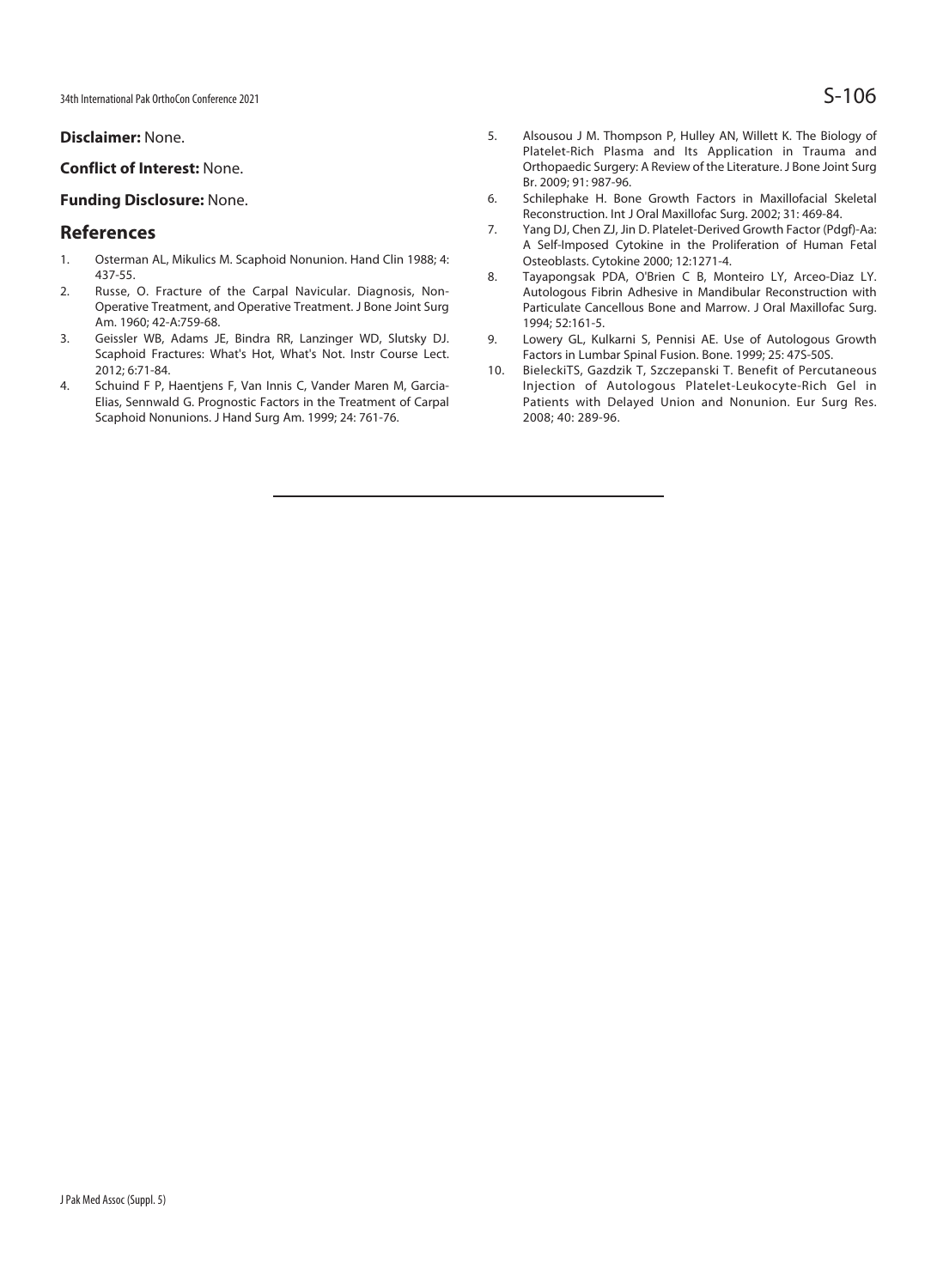**Disclaimer:** None.

**Conflict of Interest:** None.

**Funding Disclosure:** None.

## References

1. Osterman AL, Mikulics M. Scaphoid Nonunion. Hand Clin 1988; 4: 437-55.
2. Russe, O. Fracture of the Carpal Navicular. Diagnosis, Non-Operative Treatment, and Operative Treatment. J Bone Joint Surg Am. 1960; 42-A:759-68.
3. Geissler WB, Adams JE, Bindra RR, Lanzinger WD, Slutsky DJ. Scaphoid Fractures: What's Hot, What's Not. Instr Course Lect. 2012; 6:71-84.
4. Schuind F P, Haentjens F, Van Innis C, Vander Maren M, Garcia-Elias, Sennwald G. Prognostic Factors in the Treatment of Carpal Scaphoid Nonunions. J Hand Surg Am. 1999; 24: 761-76.
5. Alsousou J M. Thompson P, Hulley AN, Willett K. The Biology of Platelet-Rich Plasma and Its Application in Trauma and Orthopaedic Surgery: A Review of the Literature. J Bone Joint Surg Br. 2009; 91: 987-96.
6. Schilephake H. Bone Growth Factors in Maxillofacial Skeletal Reconstruction. Int J Oral Maxillofac Surg. 2002; 31: 469-84.
7. Yang DJ, Chen ZJ, Jin D. Platelet-Derived Growth Factor (Pdgf)-Aa: A Self-Imposed Cytokine in the Proliferation of Human Fetal Osteoblasts. Cytokine 2000; 12:1271-4.
8. Tayapongsak PDA, O'Brien C B, Monteiro LY, Arceo-Diaz LY. Autologous Fibrin Adhesive in Mandibular Reconstruction with Particulate Cancellous Bone and Marrow. J Oral Maxillofac Surg. 1994; 52:161-5.
9. Lowery GL, Kulkarni S, Pennisi AE. Use of Autologous Growth Factors in Lumbar Spinal Fusion. Bone. 1999; 25: 47S-50S.
10. BieleckiTS, Gazdzik T, Szczepanski T. Benefit of Percutaneous Injection of Autologous Platelet-Leukocyte-Rich Gel in Patients with Delayed Union and Nonunion. Eur Surg Res. 2008; 40: 289-96.